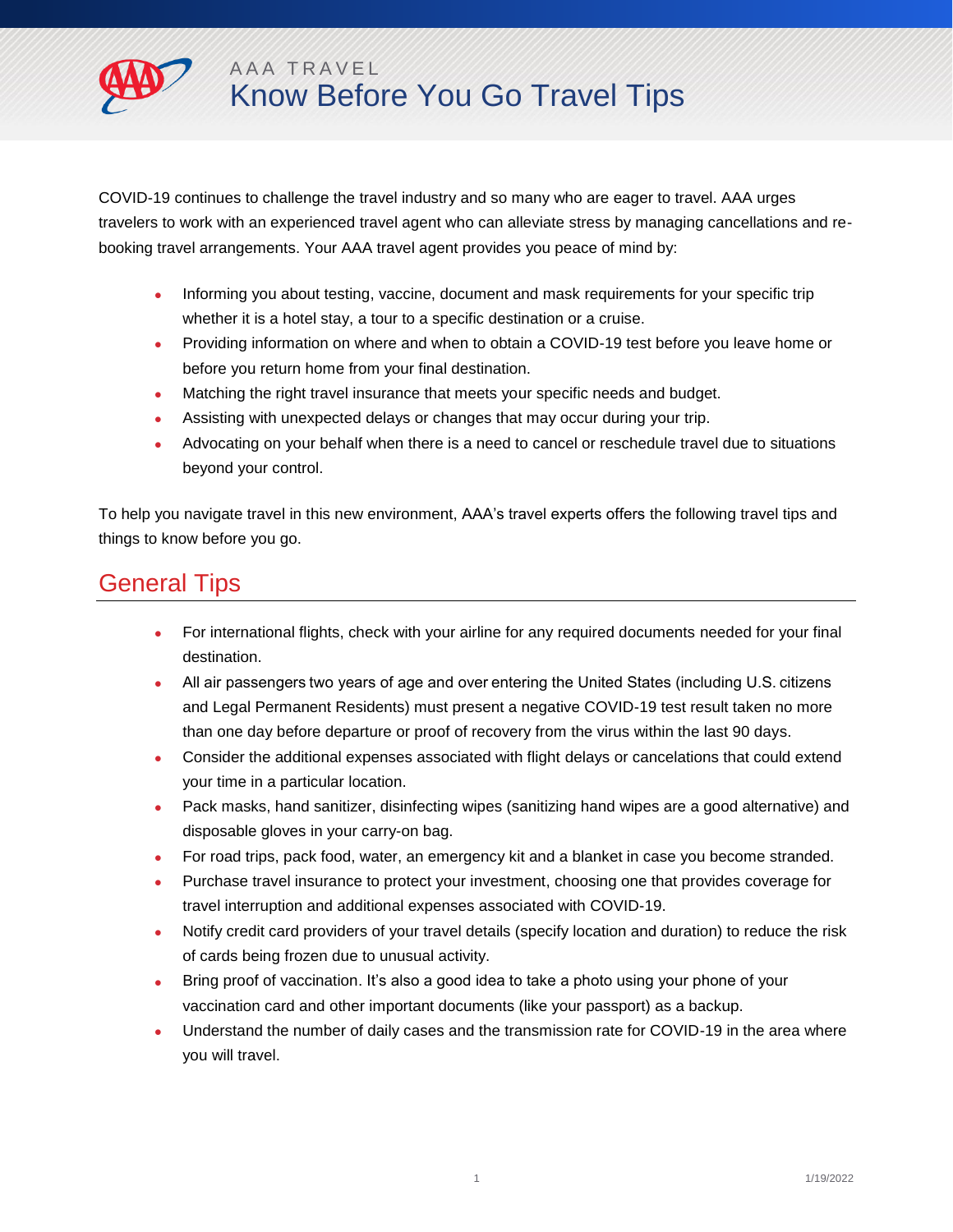AAA TRAVEL

# Know Before You Go Travel Tips

COVID-19 continues to challenge the travel industry and so many who are eager to travel. AAA urges travelers to work with an experienced travel agent who can alleviate stress by managing cancellations and re-booking travel arrangements. Your AAA travel agent provides you peace of mind by:

- Informing you about testing, vaccine, document and mask requirements for your specific trip whether it is a hotel stay, a tour to a specific destination or a cruise.
- Providing information on where and when to obtain a COVID-19 test before you leave home or before you return home from your final destination.
- Matching the right travel insurance that meets your specific needs and budget.
- Assisting with unexpected delays or changes that may occur during your trip.
- Advocating on your behalf when there is a need to cancel or reschedule travel due to situations beyond your control.

To help you navigate travel in this new environment, AAA's travel experts offers the following travel tips and things to know before you go.

## General Tips

- For international flights, check with your airline for any required documents needed for your final destination.
- All air passengers two years of age and over entering the United States (including U.S. citizens and Legal Permanent Residents) must present a negative COVID-19 test result taken no more than one day before departure or proof of recovery from the virus within the last 90 days.
- Consider the additional expenses associated with flight delays or cancelations that could extend your time in a particular location.
- Pack masks, hand sanitizer, disinfecting wipes (sanitizing hand wipes are a good alternative) and disposable gloves in your carry-on bag.
- For road trips, pack food, water, an emergency kit and a blanket in case you become stranded.
- Purchase travel insurance to protect your investment, choosing one that provides coverage for travel interruption and additional expenses associated with COVID-19.
- Notify credit card providers of your travel details (specify location and duration) to reduce the risk of cards being frozen due to unusual activity.
- Bring proof of vaccination. It's also a good idea to take a photo using your phone of your vaccination card and other important documents (like your passport) as a backup.
- Understand the number of daily cases and the transmission rate for COVID-19 in the area where you will travel.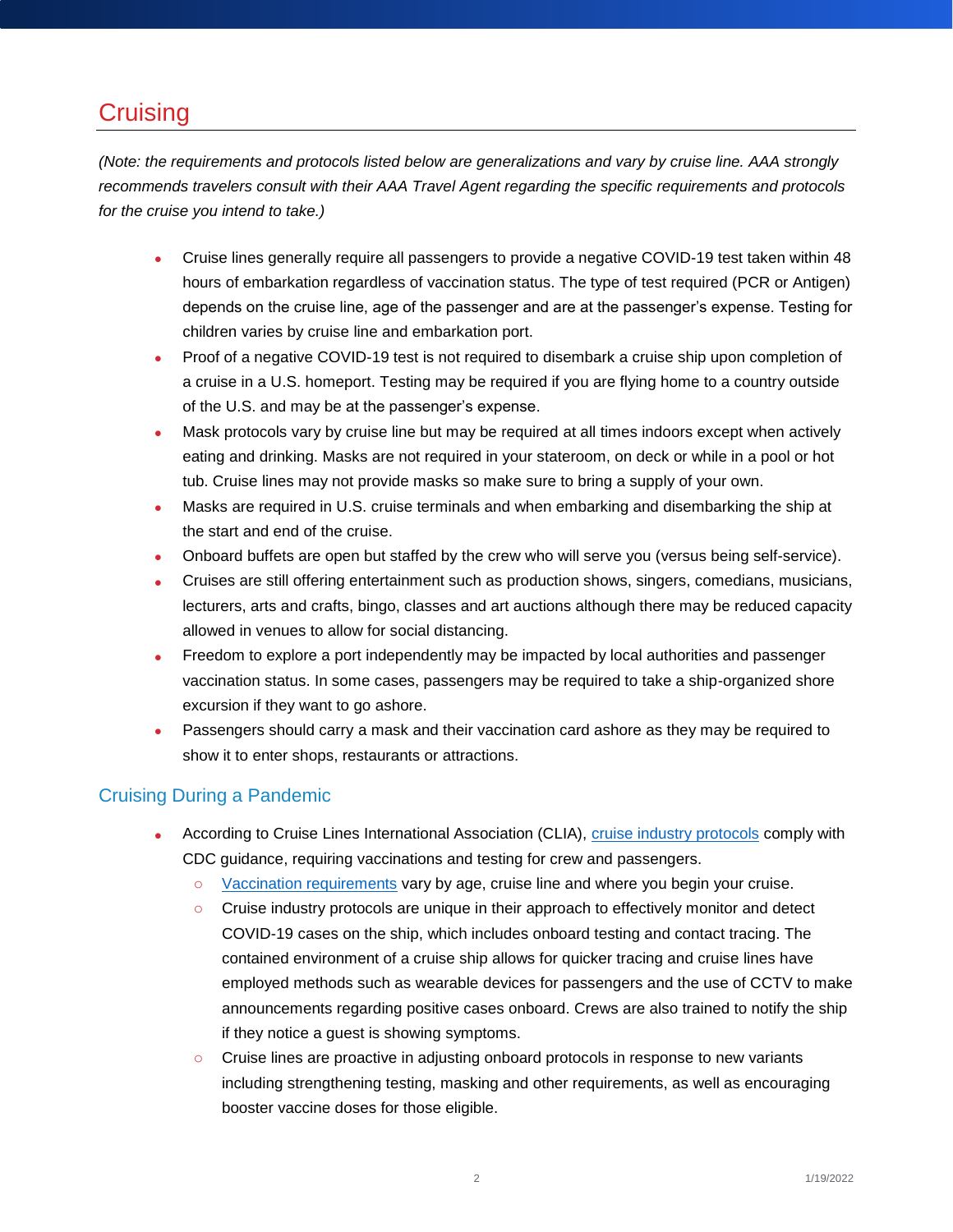# Cruising

*(Note: the requirements and protocols listed below are generalizations and vary by cruise line. AAA strongly recommends travelers consult with their AAA Travel Agent regarding the specific requirements and protocols for the cruise you intend to take.)*

- Cruise lines generally require all passengers to provide a negative COVID-19 test taken within 48 hours of embarkation regardless of vaccination status. The type of test required (PCR or Antigen) depends on the cruise line, age of the passenger and are at the passenger's expense. Testing for children varies by cruise line and embarkation port.
- Proof of a negative COVID-19 test is not required to disembark a cruise ship upon completion of a cruise in a U.S. homeport. Testing may be required if you are flying home to a country outside of the U.S. and may be at the passenger's expense.
- Mask protocols vary by cruise line but may be required at all times indoors except when actively eating and drinking. Masks are not required in your stateroom, on deck or while in a pool or hot tub. Cruise lines may not provide masks so make sure to bring a supply of your own.
- Masks are required in U.S. cruise terminals and when embarking and disembarking the ship at the start and end of the cruise.
- Onboard buffets are open but staffed by the crew who will serve you (versus being self-service).
- Cruises are still offering entertainment such as production shows, singers, comedians, musicians, lecturers, arts and crafts, bingo, classes and art auctions although there may be reduced capacity allowed in venues to allow for social distancing.
- Freedom to explore a port independently may be impacted by local authorities and passenger vaccination status. In some cases, passengers may be required to take a ship-organized shore excursion if they want to go ashore.
- Passengers should carry a mask and their vaccination card ashore as they may be required to show it to enter shops, restaurants or attractions.

## Cruising During a Pandemic

- According to Cruise Lines International Association (CLIA), cruise industry protocols comply with CDC guidance, requiring vaccinations and testing for crew and passengers.
  - Vaccination requirements vary by age, cruise line and where you begin your cruise.
  - Cruise industry protocols are unique in their approach to effectively monitor and detect COVID-19 cases on the ship, which includes onboard testing and contact tracing. The contained environment of a cruise ship allows for quicker tracing and cruise lines have employed methods such as wearable devices for passengers and the use of CCTV to make announcements regarding positive cases onboard. Crews are also trained to notify the ship if they notice a guest is showing symptoms.
  - Cruise lines are proactive in adjusting onboard protocols in response to new variants including strengthening testing, masking and other requirements, as well as encouraging booster vaccine doses for those eligible.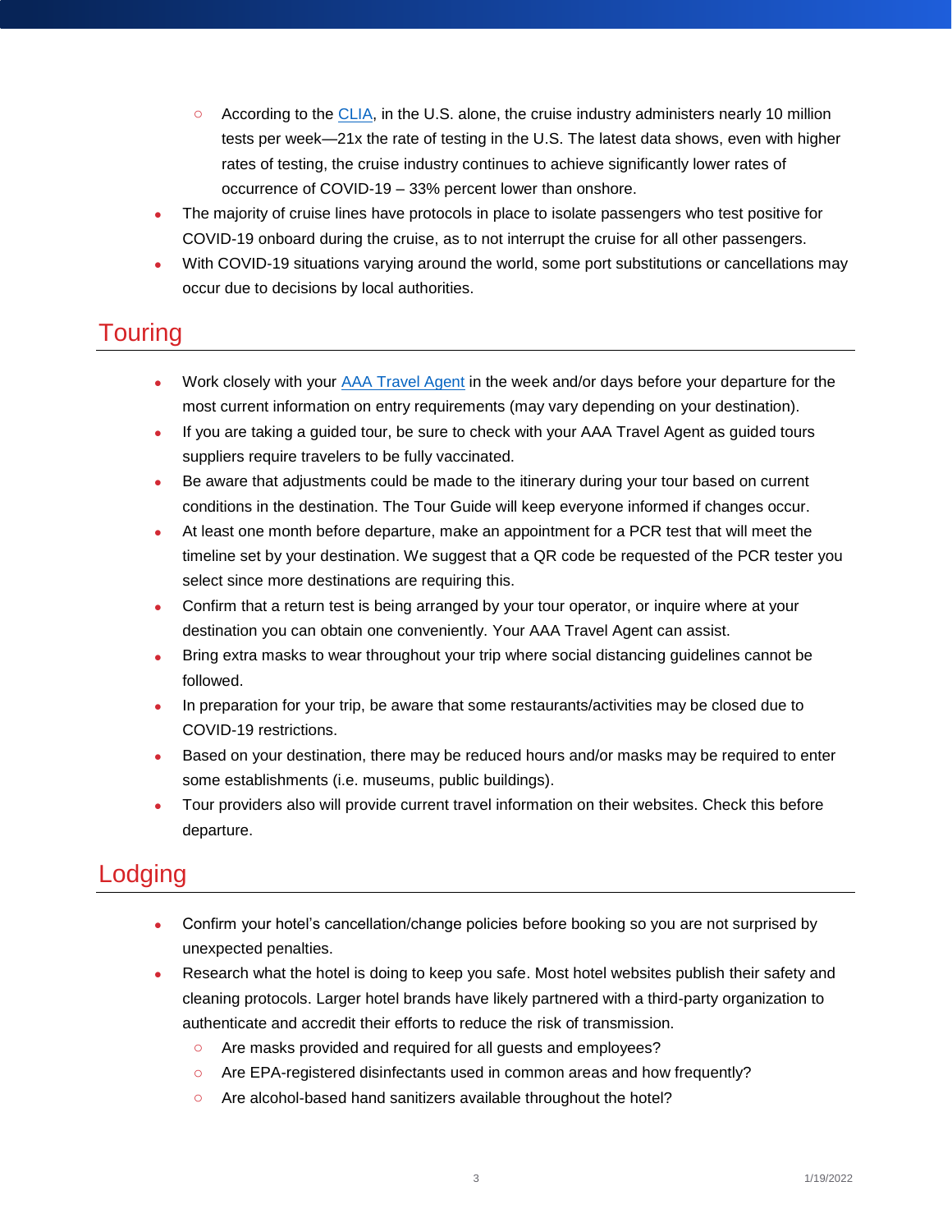- According to the [CLIA](), in the U.S. alone, the cruise industry administers nearly 10 million tests per week—21x the rate of testing in the U.S. The latest data shows, even with higher rates of testing, the cruise industry continues to achieve significantly lower rates of occurrence of COVID-19 – 33% percent lower than onshore.
- The majority of cruise lines have protocols in place to isolate passengers who test positive for COVID-19 onboard during the cruise, as to not interrupt the cruise for all other passengers.
- With COVID-19 situations varying around the world, some port substitutions or cancellations may occur due to decisions by local authorities.

## Touring

- Work closely with your AAA Travel Agent in the week and/or days before your departure for the most current information on entry requirements (may vary depending on your destination).
- If you are taking a guided tour, be sure to check with your AAA Travel Agent as guided tours suppliers require travelers to be fully vaccinated.
- Be aware that adjustments could be made to the itinerary during your tour based on current conditions in the destination. The Tour Guide will keep everyone informed if changes occur.
- At least one month before departure, make an appointment for a PCR test that will meet the timeline set by your destination. We suggest that a QR code be requested of the PCR tester you select since more destinations are requiring this.
- Confirm that a return test is being arranged by your tour operator, or inquire where at your destination you can obtain one conveniently. Your AAA Travel Agent can assist.
- Bring extra masks to wear throughout your trip where social distancing guidelines cannot be followed.
- In preparation for your trip, be aware that some restaurants/activities may be closed due to COVID-19 restrictions.
- Based on your destination, there may be reduced hours and/or masks may be required to enter some establishments (i.e. museums, public buildings).
- Tour providers also will provide current travel information on their websites. Check this before departure.

## Lodging

- Confirm your hotel's cancellation/change policies before booking so you are not surprised by unexpected penalties.
- Research what the hotel is doing to keep you safe. Most hotel websites publish their safety and cleaning protocols. Larger hotel brands have likely partnered with a third-party organization to authenticate and accredit their efforts to reduce the risk of transmission.
    - Are masks provided and required for all guests and employees?
    - Are EPA-registered disinfectants used in common areas and how frequently?
    - Are alcohol-based hand sanitizers available throughout the hotel?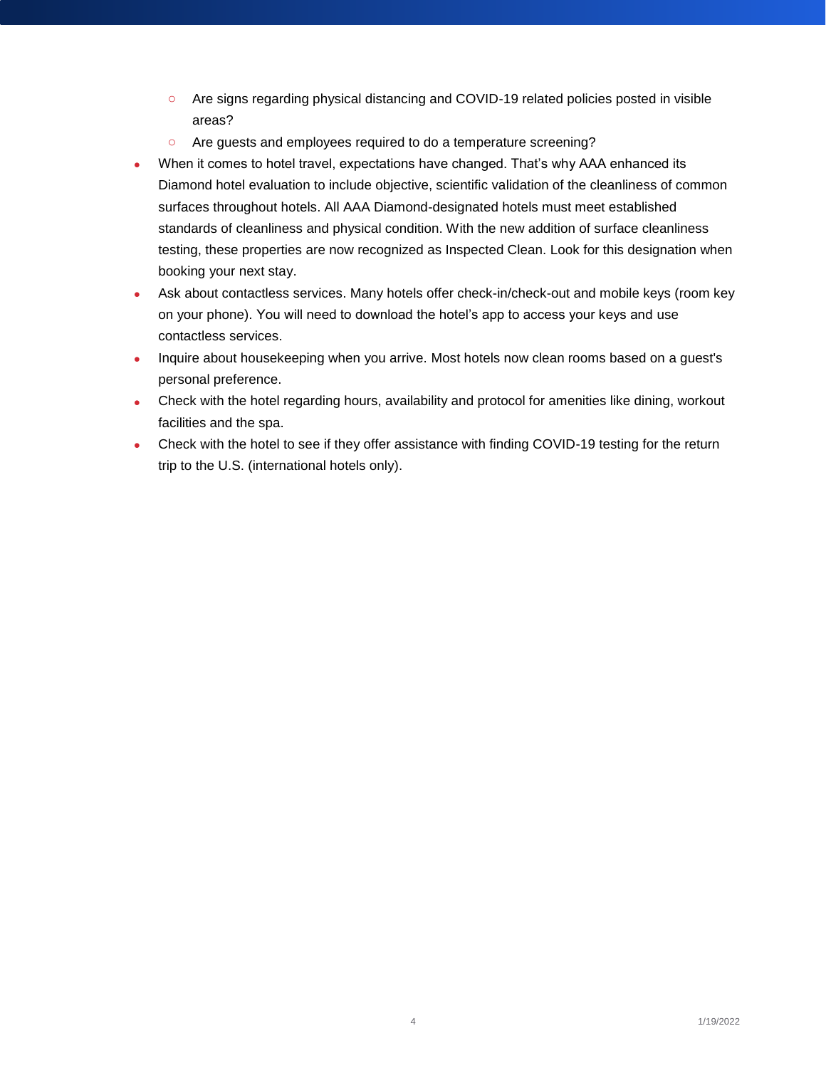- Are signs regarding physical distancing and COVID-19 related policies posted in visible areas?
    - Are guests and employees required to do a temperature screening?
- When it comes to hotel travel, expectations have changed. That's why AAA enhanced its Diamond hotel evaluation to include objective, scientific validation of the cleanliness of common surfaces throughout hotels. All AAA Diamond-designated hotels must meet established standards of cleanliness and physical condition. With the new addition of surface cleanliness testing, these properties are now recognized as Inspected Clean. Look for this designation when booking your next stay.
- Ask about contactless services. Many hotels offer check-in/check-out and mobile keys (room key on your phone). You will need to download the hotel's app to access your keys and use contactless services.
- Inquire about housekeeping when you arrive. Most hotels now clean rooms based on a guest's personal preference.
- Check with the hotel regarding hours, availability and protocol for amenities like dining, workout facilities and the spa.
- Check with the hotel to see if they offer assistance with finding COVID-19 testing for the return trip to the U.S. (international hotels only).